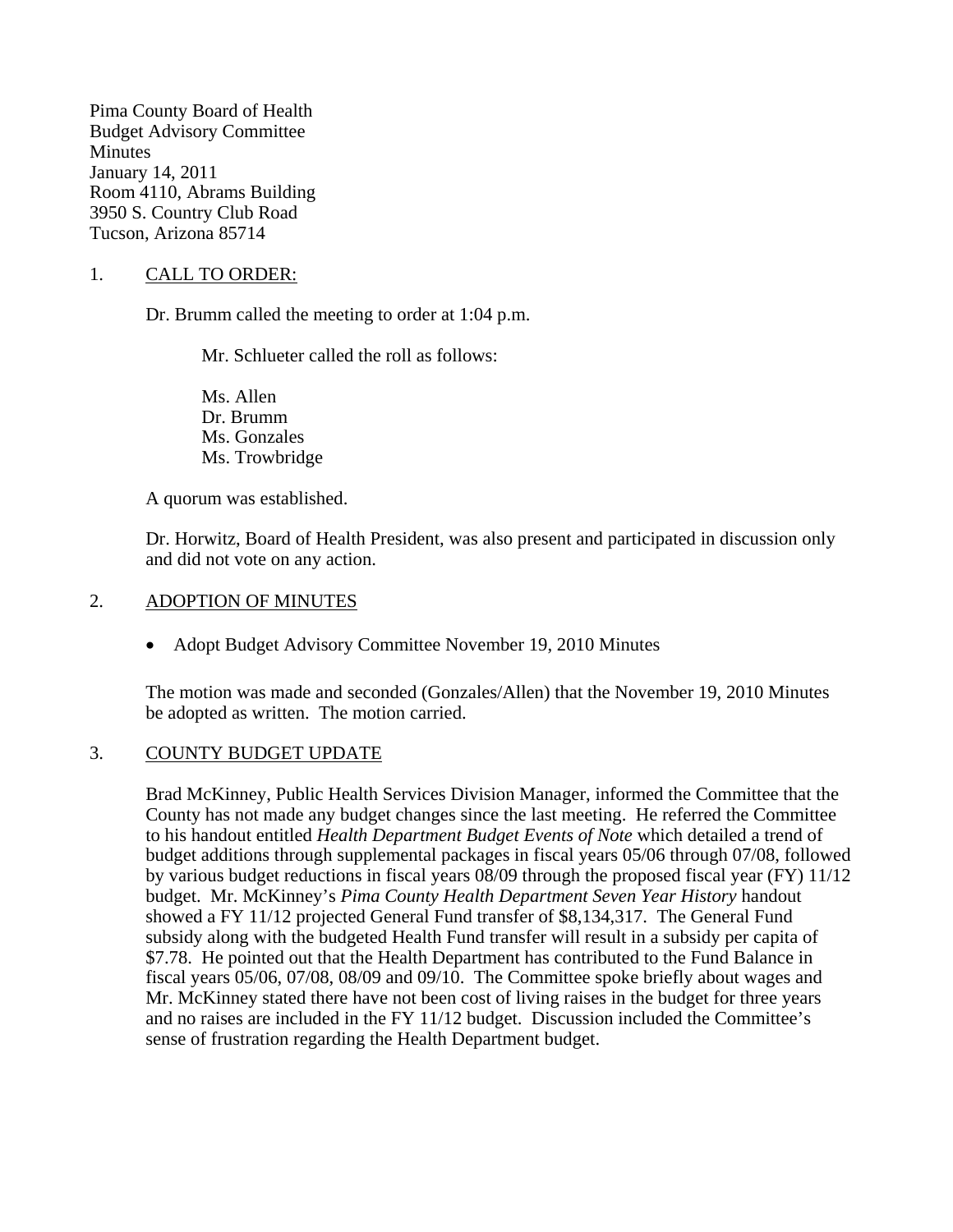Pima County Board of Health
Budget Advisory Committee
Minutes
January 14, 2011
Room 4110, Abrams Building
3950 S. Country Club Road
Tucson, Arizona 85714

1. CALL TO ORDER:

Dr. Brumm called the meeting to order at 1:04 p.m.

Mr. Schlueter called the roll as follows:

Ms. Allen
Dr. Brumm
Ms. Gonzales
Ms. Trowbridge

A quorum was established.

Dr. Horwitz, Board of Health President, was also present and participated in discussion only and did not vote on any action.

2. ADOPTION OF MINUTES

- Adopt Budget Advisory Committee November 19, 2010 Minutes

The motion was made and seconded (Gonzales/Allen) that the November 19, 2010 Minutes be adopted as written. The motion carried.

3. COUNTY BUDGET UPDATE

Brad McKinney, Public Health Services Division Manager, informed the Committee that the County has not made any budget changes since the last meeting. He referred the Committee to his handout entitled *Health Department Budget Events of Note* which detailed a trend of budget additions through supplemental packages in fiscal years 05/06 through 07/08, followed by various budget reductions in fiscal years 08/09 through the proposed fiscal year (FY) 11/12 budget. Mr. McKinney's *Pima County Health Department Seven Year History* handout showed a FY 11/12 projected General Fund transfer of $8,134,317. The General Fund subsidy along with the budgeted Health Fund transfer will result in a subsidy per capita of $7.78. He pointed out that the Health Department has contributed to the Fund Balance in fiscal years 05/06, 07/08, 08/09 and 09/10. The Committee spoke briefly about wages and Mr. McKinney stated there have not been cost of living raises in the budget for three years and no raises are included in the FY 11/12 budget. Discussion included the Committee's sense of frustration regarding the Health Department budget.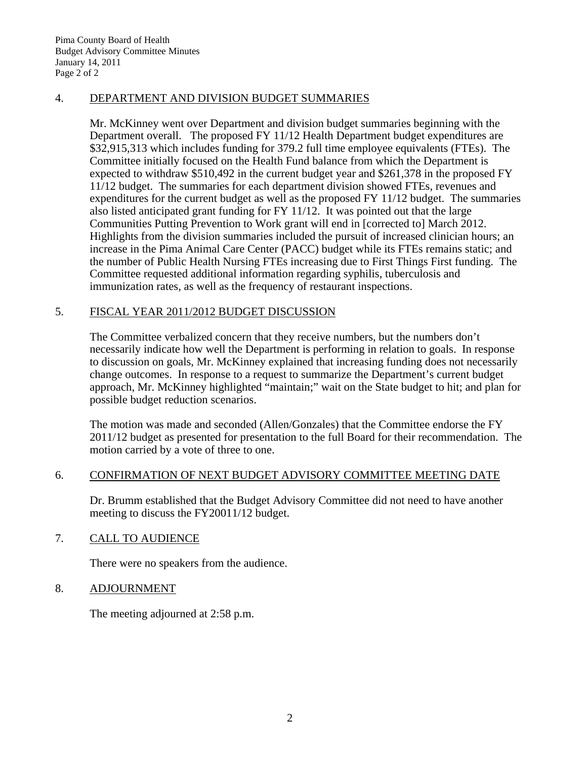## 4. DEPARTMENT AND DIVISION BUDGET SUMMARIES

Mr. McKinney went over Department and division budget summaries beginning with the Department overall. The proposed FY 11/12 Health Department budget expenditures are $32,915,313 which includes funding for 379.2 full time employee equivalents (FTEs). The Committee initially focused on the Health Fund balance from which the Department is expected to withdraw $510,492 in the current budget year and $261,378 in the proposed FY 11/12 budget. The summaries for each department division showed FTEs, revenues and expenditures for the current budget as well as the proposed FY 11/12 budget. The summaries also listed anticipated grant funding for FY 11/12. It was pointed out that the large Communities Putting Prevention to Work grant will end in [corrected to] March 2012. Highlights from the division summaries included the pursuit of increased clinician hours; an increase in the Pima Animal Care Center (PACC) budget while its FTEs remains static; and the number of Public Health Nursing FTEs increasing due to First Things First funding. The Committee requested additional information regarding syphilis, tuberculosis and immunization rates, as well as the frequency of restaurant inspections.

## 5. FISCAL YEAR 2011/2012 BUDGET DISCUSSION

The Committee verbalized concern that they receive numbers, but the numbers don't necessarily indicate how well the Department is performing in relation to goals. In response to discussion on goals, Mr. McKinney explained that increasing funding does not necessarily change outcomes. In response to a request to summarize the Department's current budget approach, Mr. McKinney highlighted "maintain;" wait on the State budget to hit; and plan for possible budget reduction scenarios.

The motion was made and seconded (Allen/Gonzales) that the Committee endorse the FY 2011/12 budget as presented for presentation to the full Board for their recommendation. The motion carried by a vote of three to one.

## 6. CONFIRMATION OF NEXT BUDGET ADVISORY COMMITTEE MEETING DATE

Dr. Brumm established that the Budget Advisory Committee did not need to have another meeting to discuss the FY20011/12 budget.

## 7. CALL TO AUDIENCE

There were no speakers from the audience.

## 8. ADJOURNMENT

The meeting adjourned at 2:58 p.m.